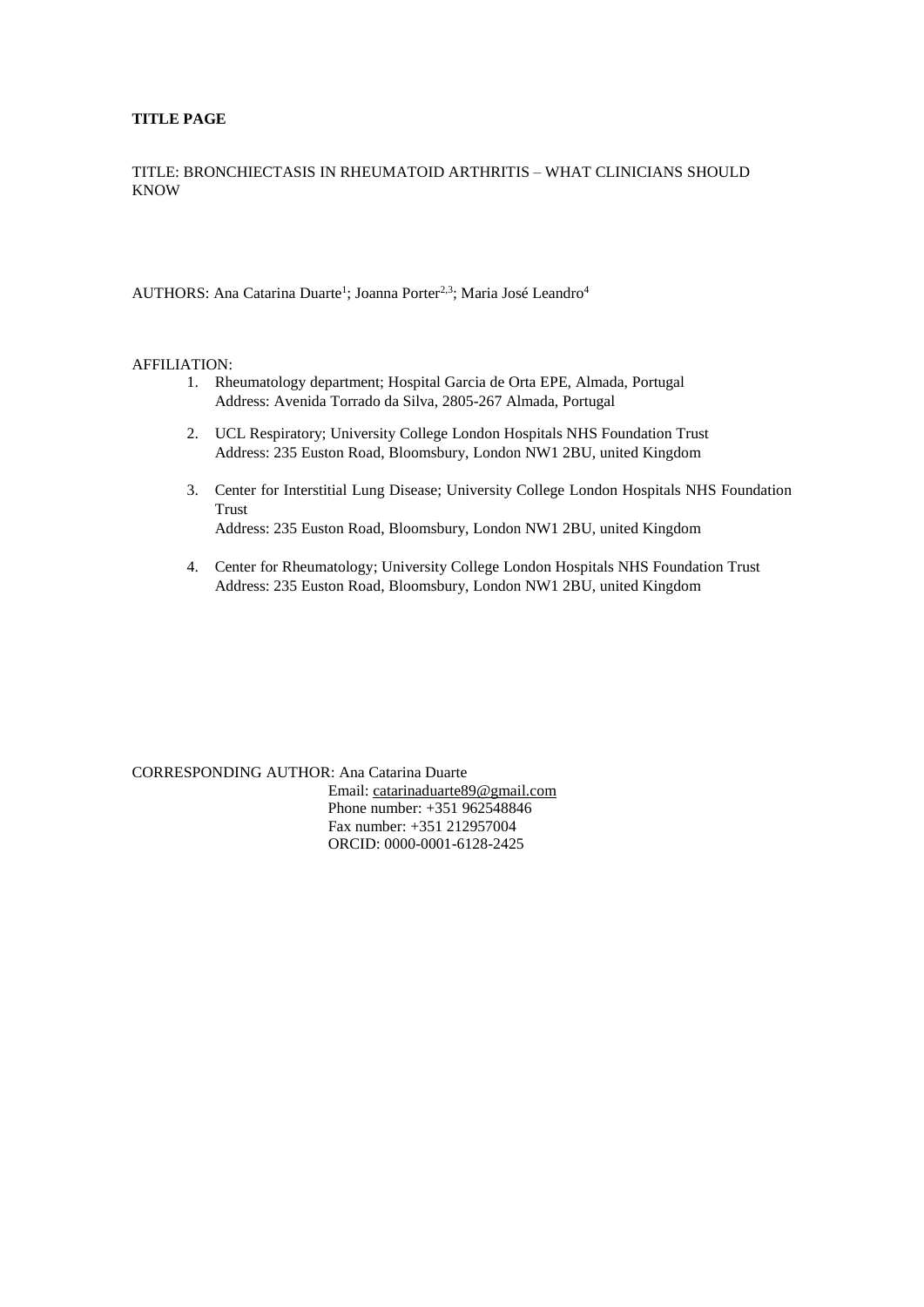**TITLE PAGE**

TITLE: BRONCHIECTASIS IN RHEUMATOID ARTHRITIS – WHAT CLINICIANS SHOULD KNOW

AUTHORS: Ana Catarina Duarte[1]; Joanna Porter[2,3]; Maria José Leandro[4]

AFFILIATION:

1. Rheumatology department; Hospital Garcia de Orta EPE, Almada, Portugal
   Address: Avenida Torrado da Silva, 2805-267 Almada, Portugal
2. UCL Respiratory; University College London Hospitals NHS Foundation Trust
   Address: 235 Euston Road, Bloomsbury, London NW1 2BU, united Kingdom
3. Center for Interstitial Lung Disease; University College London Hospitals NHS Foundation Trust
   Address: 235 Euston Road, Bloomsbury, London NW1 2BU, united Kingdom
4. Center for Rheumatology; University College London Hospitals NHS Foundation Trust
   Address: 235 Euston Road, Bloomsbury, London NW1 2BU, united Kingdom

CORRESPONDING AUTHOR: Ana Catarina Duarte
Email: catarinaduarte89@gmail.com
Phone number: +351 962548846
Fax number: +351 212957004
ORCID: 0000-0001-6128-2425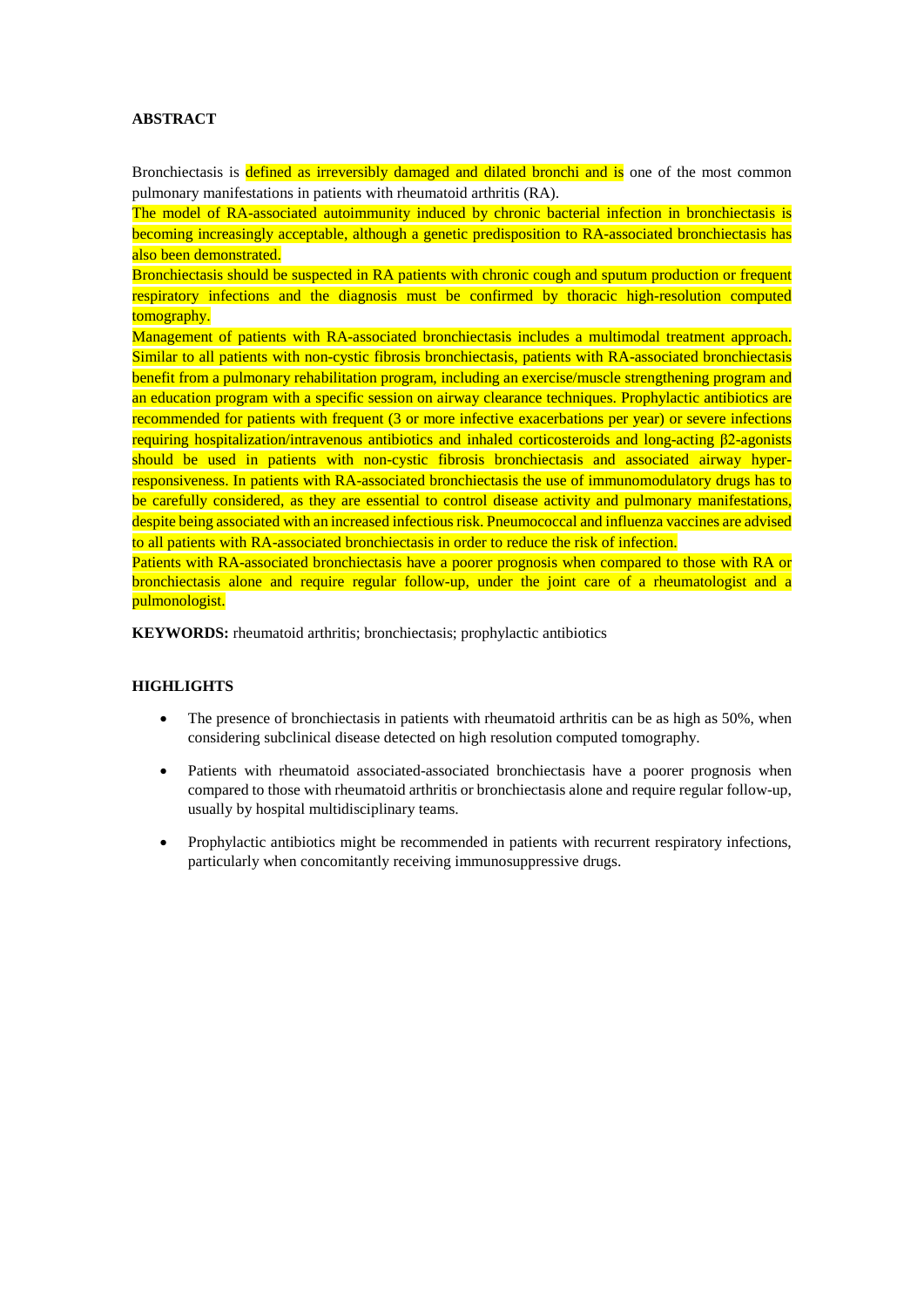**ABSTRACT**

Bronchiectasis is defined as irreversibly damaged and dilated bronchi and is one of the most common pulmonary manifestations in patients with rheumatoid arthritis (RA).

The model of RA-associated autoimmunity induced by chronic bacterial infection in bronchiectasis is becoming increasingly acceptable, although a genetic predisposition to RA-associated bronchiectasis has also been demonstrated.

Bronchiectasis should be suspected in RA patients with chronic cough and sputum production or frequent respiratory infections and the diagnosis must be confirmed by thoracic high-resolution computed tomography.

Management of patients with RA-associated bronchiectasis includes a multimodal treatment approach. Similar to all patients with non-cystic fibrosis bronchiectasis, patients with RA-associated bronchiectasis benefit from a pulmonary rehabilitation program, including an exercise/muscle strengthening program and an education program with a specific session on airway clearance techniques. Prophylactic antibiotics are recommended for patients with frequent (3 or more infective exacerbations per year) or severe infections requiring hospitalization/intravenous antibiotics and inhaled corticosteroids and long-acting β2-agonists should be used in patients with non-cystic fibrosis bronchiectasis and associated airway hyper-responsiveness. In patients with RA-associated bronchiectasis the use of immunomodulatory drugs has to be carefully considered, as they are essential to control disease activity and pulmonary manifestations, despite being associated with an increased infectious risk. Pneumococcal and influenza vaccines are advised to all patients with RA-associated bronchiectasis in order to reduce the risk of infection.

Patients with RA-associated bronchiectasis have a poorer prognosis when compared to those with RA or bronchiectasis alone and require regular follow-up, under the joint care of a rheumatologist and a pulmonologist.

**KEYWORDS:** rheumatoid arthritis; bronchiectasis; prophylactic antibiotics

**HIGHLIGHTS**

- The presence of bronchiectasis in patients with rheumatoid arthritis can be as high as 50%, when considering subclinical disease detected on high resolution computed tomography.
- Patients with rheumatoid associated-associated bronchiectasis have a poorer prognosis when compared to those with rheumatoid arthritis or bronchiectasis alone and require regular follow-up, usually by hospital multidisciplinary teams.
- Prophylactic antibiotics might be recommended in patients with recurrent respiratory infections, particularly when concomitantly receiving immunosuppressive drugs.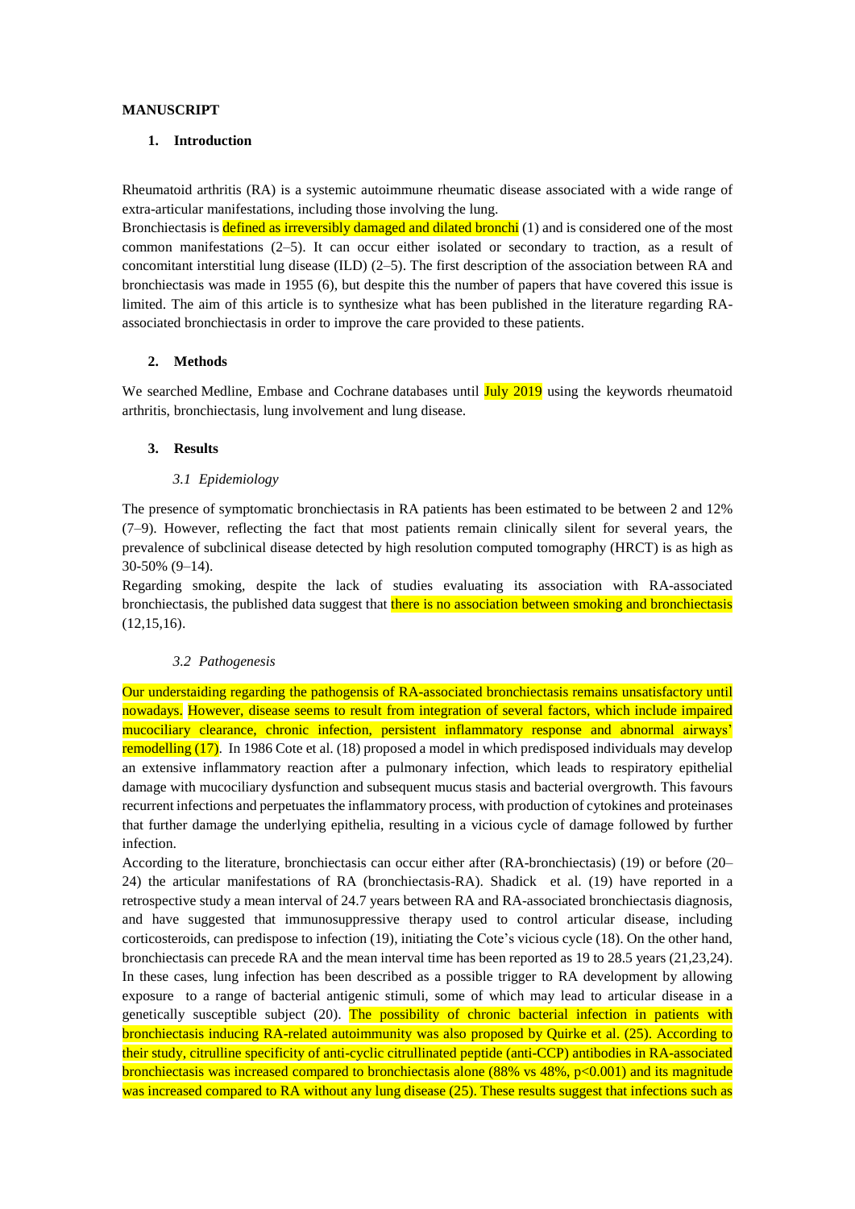**MANUSCRIPT**

## 1. Introduction

Rheumatoid arthritis (RA) is a systemic autoimmune rheumatic disease associated with a wide range of extra-articular manifestations, including those involving the lung.

Bronchiectasis is defined as irreversibly damaged and dilated bronchi (1) and is considered one of the most common manifestations (2–5). It can occur either isolated or secondary to traction, as a result of concomitant interstitial lung disease (ILD) (2–5). The first description of the association between RA and bronchiectasis was made in 1955 (6), but despite this the number of papers that have covered this issue is limited. The aim of this article is to synthesize what has been published in the literature regarding RA-associated bronchiectasis in order to improve the care provided to these patients.

## 2. Methods

We searched Medline, Embase and Cochrane databases until July 2019 using the keywords rheumatoid arthritis, bronchiectasis, lung involvement and lung disease.

## 3. Results

### *3.1 Epidemiology*

The presence of symptomatic bronchiectasis in RA patients has been estimated to be between 2 and 12% (7–9). However, reflecting the fact that most patients remain clinically silent for several years, the prevalence of subclinical disease detected by high resolution computed tomography (HRCT) is as high as 30-50% (9–14).

Regarding smoking, despite the lack of studies evaluating its association with RA-associated bronchiectasis, the published data suggest that there is no association between smoking and bronchiectasis (12,15,16).

### *3.2 Pathogenesis*

Our understaiding regarding the pathogensis of RA-associated bronchiectasis remains unsatisfactory until nowadays. However, disease seems to result from integration of several factors, which include impaired mucociliary clearance, chronic infection, persistent inflammatory response and abnormal airways' remodelling (17). In 1986 Cote et al. (18) proposed a model in which predisposed individuals may develop an extensive inflammatory reaction after a pulmonary infection, which leads to respiratory epithelial damage with mucociliary dysfunction and subsequent mucus stasis and bacterial overgrowth. This favours recurrent infections and perpetuates the inflammatory process, with production of cytokines and proteinases that further damage the underlying epithelia, resulting in a vicious cycle of damage followed by further infection.

According to the literature, bronchiectasis can occur either after (RA-bronchiectasis) (19) or before (20–24) the articular manifestations of RA (bronchiectasis-RA). Shadick et al. (19) have reported in a retrospective study a mean interval of 24.7 years between RA and RA-associated bronchiectasis diagnosis, and have suggested that immunosuppressive therapy used to control articular disease, including corticosteroids, can predispose to infection (19), initiating the Cote's vicious cycle (18). On the other hand, bronchiectasis can precede RA and the mean interval time has been reported as 19 to 28.5 years (21,23,24). In these cases, lung infection has been described as a possible trigger to RA development by allowing exposure to a range of bacterial antigenic stimuli, some of which may lead to articular disease in a genetically susceptible subject (20). The possibility of chronic bacterial infection in patients with bronchiectasis inducing RA-related autoimmunity was also proposed by Quirke et al. (25). According to their study, citrulline specificity of anti-cyclic citrullinated peptide (anti-CCP) antibodies in RA-associated bronchiectasis was increased compared to bronchiectasis alone (88% vs 48%, $p<0.001$) and its magnitude was increased compared to RA without any lung disease (25). These results suggest that infections such as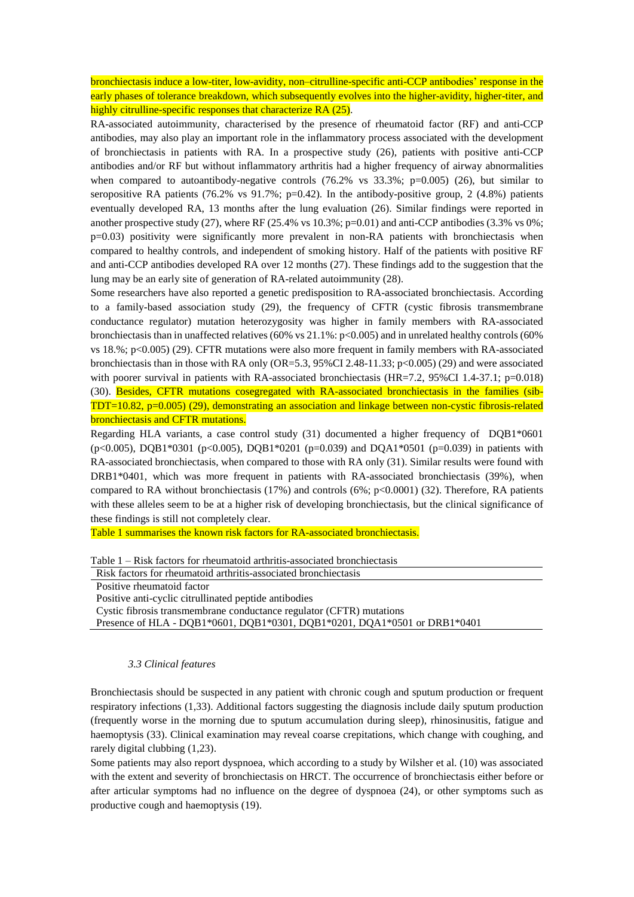bronchiectasis induce a low-titer, low-avidity, non–citrulline-specific anti-CCP antibodies' response in the early phases of tolerance breakdown, which subsequently evolves into the higher-avidity, higher-titer, and highly citrulline-specific responses that characterize RA (25).

RA-associated autoimmunity, characterised by the presence of rheumatoid factor (RF) and anti-CCP antibodies, may also play an important role in the inflammatory process associated with the development of bronchiectasis in patients with RA. In a prospective study (26), patients with positive anti-CCP antibodies and/or RF but without inflammatory arthritis had a higher frequency of airway abnormalities when compared to autoantibody-negative controls (76.2% vs 33.3%; p=0.005) (26), but similar to seropositive RA patients (76.2% vs 91.7%; p=0.42). In the antibody-positive group, 2 (4.8%) patients eventually developed RA, 13 months after the lung evaluation (26). Similar findings were reported in another prospective study (27), where RF (25.4% vs 10.3%; p=0.01) and anti-CCP antibodies (3.3% vs 0%; p=0.03) positivity were significantly more prevalent in non-RA patients with bronchiectasis when compared to healthy controls, and independent of smoking history. Half of the patients with positive RF and anti-CCP antibodies developed RA over 12 months (27). These findings add to the suggestion that the lung may be an early site of generation of RA-related autoimmunity (28).

Some researchers have also reported a genetic predisposition to RA-associated bronchiectasis. According to a family-based association study (29), the frequency of CFTR (cystic fibrosis transmembrane conductance regulator) mutation heterozygosity was higher in family members with RA-associated bronchiectasis than in unaffected relatives (60% vs 21.1%: p<0.005) and in unrelated healthy controls (60% vs 18.%; p<0.005) (29). CFTR mutations were also more frequent in family members with RA-associated bronchiectasis than in those with RA only (OR=5.3, 95%CI 2.48-11.33; p<0.005) (29) and were associated with poorer survival in patients with RA-associated bronchiectasis (HR=7.2, 95%CI 1.4-37.1; p=0.018) (30). Besides, CFTR mutations cosegregated with RA-associated bronchiectasis in the families (sib-TDT=10.82, p=0.005) (29), demonstrating an association and linkage between non-cystic fibrosis-related bronchiectasis and CFTR mutations.

Regarding HLA variants, a case control study (31) documented a higher frequency of DQB1*0601 (p<0.005), DQB1*0301 (p<0.005), DQB1*0201 (p=0.039) and DQA1*0501 (p=0.039) in patients with RA-associated bronchiectasis, when compared to those with RA only (31). Similar results were found with DRB1*0401, which was more frequent in patients with RA-associated bronchiectasis (39%), when compared to RA without bronchiectasis (17%) and controls (6%; p<0.0001) (32). Therefore, RA patients with these alleles seem to be at a higher risk of developing bronchiectasis, but the clinical significance of these findings is still not completely clear.

Table 1 summarises the known risk factors for RA-associated bronchiectasis.

Table 1 – Risk factors for rheumatoid arthritis-associated bronchiectasis

| Risk factors for rheumatoid arthritis-associated bronchiectasis |
|---|
| Positive rheumatoid factor |
| Positive anti-cyclic citrullinated peptide antibodies |
| Cystic fibrosis transmembrane conductance regulator (CFTR) mutations |
| Presence of HLA - DQB1*0601, DQB1*0301, DQB1*0201, DQA1*0501 or DRB1*0401 |

### *3.3 Clinical features*

Bronchiectasis should be suspected in any patient with chronic cough and sputum production or frequent respiratory infections (1,33). Additional factors suggesting the diagnosis include daily sputum production (frequently worse in the morning due to sputum accumulation during sleep), rhinosinusitis, fatigue and haemoptysis (33). Clinical examination may reveal coarse crepitations, which change with coughing, and rarely digital clubbing (1,23).

Some patients may also report dyspnoea, which according to a study by Wilsher et al. (10) was associated with the extent and severity of bronchiectasis on HRCT. The occurrence of bronchiectasis either before or after articular symptoms had no influence on the degree of dyspnoea (24), or other symptoms such as productive cough and haemoptysis (19).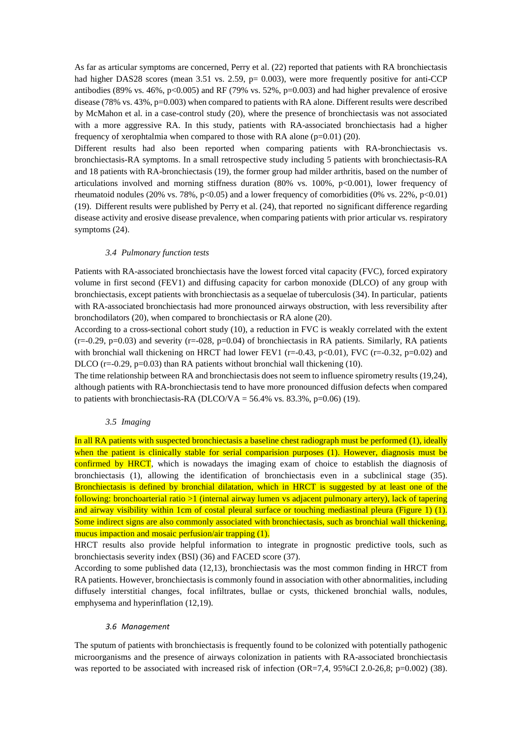As far as articular symptoms are concerned, Perry et al. (22) reported that patients with RA bronchiectasis had higher DAS28 scores (mean 3.51 vs. 2.59, p= 0.003), were more frequently positive for anti-CCP antibodies (89% vs. 46%, p<0.005) and RF (79% vs. 52%, p=0.003) and had higher prevalence of erosive disease (78% vs. 43%, p=0.003) when compared to patients with RA alone. Different results were described by McMahon et al. in a case-control study (20), where the presence of bronchiectasis was not associated with a more aggressive RA. In this study, patients with RA-associated bronchiectasis had a higher frequency of xerophtalmia when compared to those with RA alone (p=0.01) (20).

Different results had also been reported when comparing patients with RA-bronchiectasis vs. bronchiectasis-RA symptoms. In a small retrospective study including 5 patients with bronchiectasis-RA and 18 patients with RA-bronchiectasis (19), the former group had milder arthritis, based on the number of articulations involved and morning stiffness duration (80% vs. 100%, p<0.001), lower frequency of rheumatoid nodules (20% vs. 78%, p<0.05) and a lower frequency of comorbidities (0% vs. 22%, p<0.01) (19). Different results were published by Perry et al. (24), that reported no significant difference regarding disease activity and erosive disease prevalence, when comparing patients with prior articular vs. respiratory symptoms (24).

### *3.4 Pulmonary function tests*

Patients with RA-associated bronchiectasis have the lowest forced vital capacity (FVC), forced expiratory volume in first second (FEV1) and diffusing capacity for carbon monoxide (DLCO) of any group with bronchiectasis, except patients with bronchiectasis as a sequelae of tuberculosis (34). In particular, patients with RA-associated bronchiectasis had more pronounced airways obstruction, with less reversibility after bronchodilators (20), when compared to bronchiectasis or RA alone (20).

According to a cross-sectional cohort study (10), a reduction in FVC is weakly correlated with the extent (r=-0.29, p=0.03) and severity (r=-028, p=0.04) of bronchiectasis in RA patients. Similarly, RA patients with bronchial wall thickening on HRCT had lower FEV1 (r=-0.43, p<0.01), FVC (r=-0.32, p=0.02) and DLCO (r=-0.29, p=0.03) than RA patients without bronchial wall thickening (10).

The time relationship between RA and bronchiectasis does not seem to influence spirometry results (19,24), although patients with RA-bronchiectasis tend to have more pronounced diffusion defects when compared to patients with bronchiectasis-RA (DLCO/VA = 56.4% vs. 83.3%, p=0.06) (19).

### *3.5 Imaging*

In all RA patients with suspected bronchiectasis a baseline chest radiograph must be performed (1), ideally when the patient is clinically stable for serial comparision purposes (1). However, diagnosis must be confirmed by HRCT, which is nowadays the imaging exam of choice to establish the diagnosis of bronchiectasis (1), allowing the identification of bronchiectasis even in a subclinical stage (35). Bronchiectasis is defined by bronchial dilatation, which in HRCT is suggested by at least one of the following: bronchoarterial ratio >1 (internal airway lumen vs adjacent pulmonary artery), lack of tapering and airway visibility within 1cm of costal pleural surface or touching mediastinal pleura (Figure 1) (1). Some indirect signs are also commonly associated with bronchiectasis, such as bronchial wall thickening, mucus impaction and mosaic perfusion/air trapping (1).

HRCT results also provide helpful information to integrate in prognostic predictive tools, such as bronchiectasis severity index (BSI) (36) and FACED score (37).

According to some published data (12,13), bronchiectasis was the most common finding in HRCT from RA patients. However, bronchiectasis is commonly found in association with other abnormalities, including diffusely interstitial changes, focal infiltrates, bullae or cysts, thickened bronchial walls, nodules, emphysema and hyperinflation (12,19).

### *3.6 Management*

The sputum of patients with bronchiectasis is frequently found to be colonized with potentially pathogenic microorganisms and the presence of airways colonization in patients with RA-associated bronchiectasis was reported to be associated with increased risk of infection (OR=7,4, 95%CI 2.0-26,8; p=0.002) (38).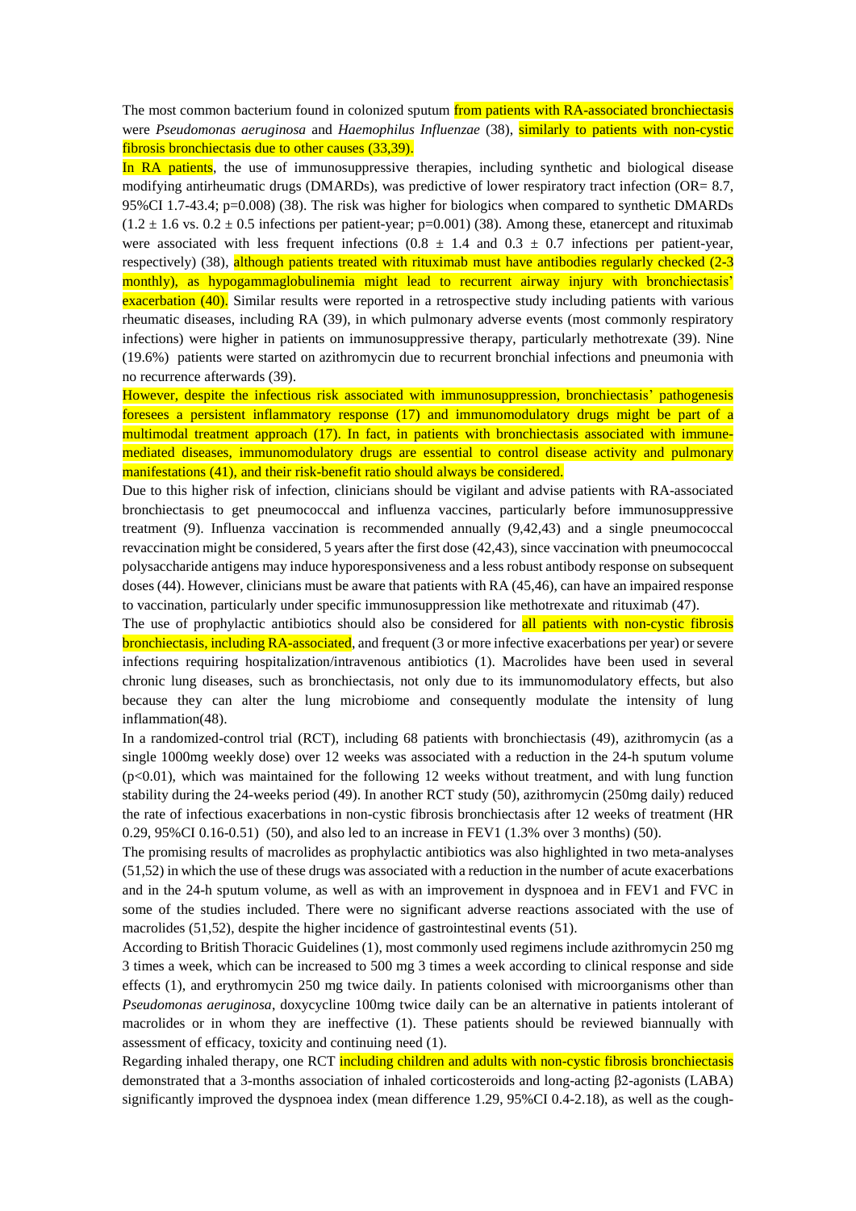The most common bacterium found in colonized sputum from patients with RA-associated bronchiectasis were *Pseudomonas aeruginosa* and *Haemophilus Influenzae* (38), similarly to patients with non-cystic fibrosis bronchiectasis due to other causes (33,39).

In RA patients, the use of immunosuppressive therapies, including synthetic and biological disease modifying antirheumatic drugs (DMARDs), was predictive of lower respiratory tract infection (OR= 8.7, 95%CI 1.7-43.4; p=0.008) (38). The risk was higher for biologics when compared to synthetic DMARDs ($1.2 \pm 1.6$ vs. $0.2 \pm 0.5$ infections per patient-year; p=0.001) (38). Among these, etanercept and rituximab were associated with less frequent infections ($0.8 \pm 1.4$ and $0.3 \pm 0.7$ infections per patient-year, respectively) (38), although patients treated with rituximab must have antibodies regularly checked (2-3 monthly), as hypogammaglobulinemia might lead to recurrent airway injury with bronchiectasis' exacerbation (40). Similar results were reported in a retrospective study including patients with various rheumatic diseases, including RA (39), in which pulmonary adverse events (most commonly respiratory infections) were higher in patients on immunosuppressive therapy, particularly methotrexate (39). Nine (19.6%) patients were started on azithromycin due to recurrent bronchial infections and pneumonia with no recurrence afterwards (39).

However, despite the infectious risk associated with immunosuppression, bronchiectasis' pathogenesis foresees a persistent inflammatory response (17) and immunomodulatory drugs might be part of a multimodal treatment approach (17). In fact, in patients with bronchiectasis associated with immune-mediated diseases, immunomodulatory drugs are essential to control disease activity and pulmonary manifestations (41), and their risk-benefit ratio should always be considered.

Due to this higher risk of infection, clinicians should be vigilant and advise patients with RA-associated bronchiectasis to get pneumococcal and influenza vaccines, particularly before immunosuppressive treatment (9). Influenza vaccination is recommended annually (9,42,43) and a single pneumococcal revaccination might be considered, 5 years after the first dose (42,43), since vaccination with pneumococcal polysaccharide antigens may induce hyporesponsiveness and a less robust antibody response on subsequent doses (44). However, clinicians must be aware that patients with RA (45,46), can have an impaired response to vaccination, particularly under specific immunosuppression like methotrexate and rituximab (47).

The use of prophylactic antibiotics should also be considered for all patients with non-cystic fibrosis bronchiectasis, including RA-associated, and frequent (3 or more infective exacerbations per year) or severe infections requiring hospitalization/intravenous antibiotics (1). Macrolides have been used in several chronic lung diseases, such as bronchiectasis, not only due to its immunomodulatory effects, but also because they can alter the lung microbiome and consequently modulate the intensity of lung inflammation(48).

In a randomized-control trial (RCT), including 68 patients with bronchiectasis (49), azithromycin (as a single 1000mg weekly dose) over 12 weeks was associated with a reduction in the 24-h sputum volume ($p<0.01$), which was maintained for the following 12 weeks without treatment, and with lung function stability during the 24-weeks period (49). In another RCT study (50), azithromycin (250mg daily) reduced the rate of infectious exacerbations in non-cystic fibrosis bronchiectasis after 12 weeks of treatment (HR 0.29, 95%CI 0.16-0.51) (50), and also led to an increase in FEV1 (1.3% over 3 months) (50).

The promising results of macrolides as prophylactic antibiotics was also highlighted in two meta-analyses (51,52) in which the use of these drugs was associated with a reduction in the number of acute exacerbations and in the 24-h sputum volume, as well as with an improvement in dyspnoea and in FEV1 and FVC in some of the studies included. There were no significant adverse reactions associated with the use of macrolides (51,52), despite the higher incidence of gastrointestinal events (51).

According to British Thoracic Guidelines (1), most commonly used regimens include azithromycin 250 mg 3 times a week, which can be increased to 500 mg 3 times a week according to clinical response and side effects (1), and erythromycin 250 mg twice daily. In patients colonised with microorganisms other than *Pseudomonas aeruginosa*, doxycycline 100mg twice daily can be an alternative in patients intolerant of macrolides or in whom they are ineffective (1). These patients should be reviewed biannually with assessment of efficacy, toxicity and continuing need (1).

Regarding inhaled therapy, one RCT including children and adults with non-cystic fibrosis bronchiectasis demonstrated that a 3-months association of inhaled corticosteroids and long-acting β2-agonists (LABA) significantly improved the dyspnoea index (mean difference 1.29, 95%CI 0.4-2.18), as well as the cough-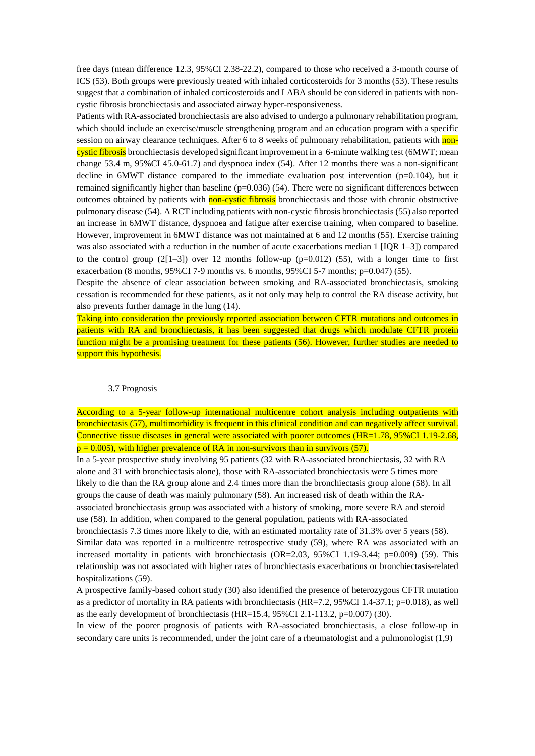free days (mean difference 12.3, 95%CI 2.38-22.2), compared to those who received a 3-month course of ICS (53). Both groups were previously treated with inhaled corticosteroids for 3 months (53). These results suggest that a combination of inhaled corticosteroids and LABA should be considered in patients with non-cystic fibrosis bronchiectasis and associated airway hyper-responsiveness.

Patients with RA-associated bronchiectasis are also advised to undergo a pulmonary rehabilitation program, which should include an exercise/muscle strengthening program and an education program with a specific session on airway clearance techniques. After 6 to 8 weeks of pulmonary rehabilitation, patients with non-cystic fibrosis bronchiectasis developed significant improvement in a 6-minute walking test (6MWT; mean change 53.4 m, 95%CI 45.0-61.7) and dyspnoea index (54). After 12 months there was a non-significant decline in 6MWT distance compared to the immediate evaluation post intervention ($p=0.104$), but it remained significantly higher than baseline ($p=0.036$) (54). There were no significant differences between outcomes obtained by patients with non-cystic fibrosis bronchiectasis and those with chronic obstructive pulmonary disease (54). A RCT including patients with non-cystic fibrosis bronchiectasis (55) also reported an increase in 6MWT distance, dyspnoea and fatigue after exercise training, when compared to baseline. However, improvement in 6MWT distance was not maintained at 6 and 12 months (55). Exercise training was also associated with a reduction in the number of acute exacerbations median 1 [IQR 1–3]) compared to the control group (2[1–3]) over 12 months follow-up ($p=0.012$) (55), with a longer time to first exacerbation (8 months, 95%CI 7-9 months vs. 6 months, 95%CI 5-7 months; $p=0.047$) (55).

Despite the absence of clear association between smoking and RA-associated bronchiectasis, smoking cessation is recommended for these patients, as it not only may help to control the RA disease activity, but also prevents further damage in the lung (14).

Taking into consideration the previously reported association between CFTR mutations and outcomes in patients with RA and bronchiectasis, it has been suggested that drugs which modulate CFTR protein function might be a promising treatment for these patients (56). However, further studies are needed to support this hypothesis.

### 3.7 Prognosis

According to a 5-year follow-up international multicentre cohort analysis including outpatients with bronchiectasis (57), multimorbidity is frequent in this clinical condition and can negatively affect survival. Connective tissue diseases in general were associated with poorer outcomes (HR=1.78, 95%CI 1.19-2.68, $p = 0.005$), with higher prevalence of RA in non-survivors than in survivors (57).

In a 5-year prospective study involving 95 patients (32 with RA-associated bronchiectasis, 32 with RA alone and 31 with bronchiectasis alone), those with RA-associated bronchiectasis were 5 times more likely to die than the RA group alone and 2.4 times more than the bronchiectasis group alone (58). In all groups the cause of death was mainly pulmonary (58). An increased risk of death within the RA-associated bronchiectasis group was associated with a history of smoking, more severe RA and steroid use (58). In addition, when compared to the general population, patients with RA-associated bronchiectasis 7.3 times more likely to die, with an estimated mortality rate of 31.3% over 5 years (58).

Similar data was reported in a multicentre retrospective study (59), where RA was associated with an increased mortality in patients with bronchiectasis (OR=2.03, 95%CI 1.19-3.44; $p=0.009$) (59). This relationship was not associated with higher rates of bronchiectasis exacerbations or bronchiectasis-related hospitalizations (59).

A prospective family-based cohort study (30) also identified the presence of heterozygous CFTR mutation as a predictor of mortality in RA patients with bronchiectasis (HR=7.2, 95%CI 1.4-37.1; $p=0.018$), as well as the early development of bronchiectasis (HR=15.4, 95%CI 2.1-113.2, $p=0.007$) (30).

In view of the poorer prognosis of patients with RA-associated bronchiectasis, a close follow-up in secondary care units is recommended, under the joint care of a rheumatologist and a pulmonologist (1,9)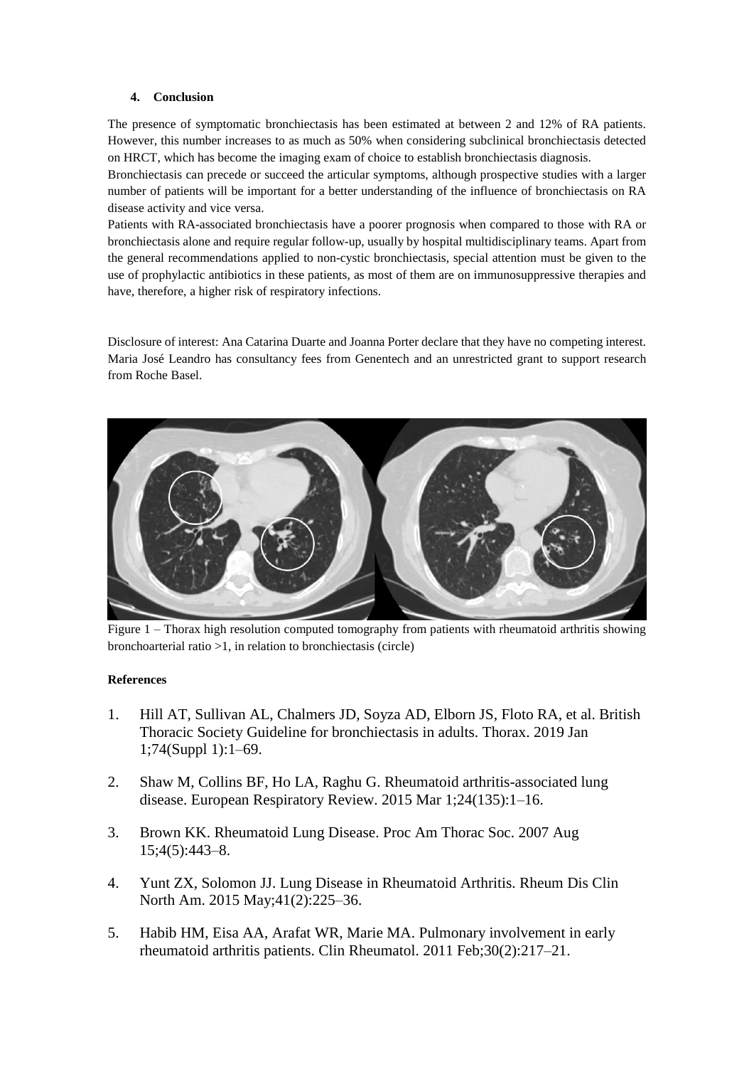#### 4. Conclusion

The presence of symptomatic bronchiectasis has been estimated at between 2 and 12% of RA patients. However, this number increases to as much as 50% when considering subclinical bronchiectasis detected on HRCT, which has become the imaging exam of choice to establish bronchiectasis diagnosis.

Bronchiectasis can precede or succeed the articular symptoms, although prospective studies with a larger number of patients will be important for a better understanding of the influence of bronchiectasis on RA disease activity and vice versa.

Patients with RA-associated bronchiectasis have a poorer prognosis when compared to those with RA or bronchiectasis alone and require regular follow-up, usually by hospital multidisciplinary teams. Apart from the general recommendations applied to non-cystic bronchiectasis, special attention must be given to the use of prophylactic antibiotics in these patients, as most of them are on immunosuppressive therapies and have, therefore, a higher risk of respiratory infections.

Disclosure of interest: Ana Catarina Duarte and Joanna Porter declare that they have no competing interest. Maria José Leandro has consultancy fees from Genentech and an unrestricted grant to support research from Roche Basel.

Figure 1 – Thorax high resolution computed tomography from patients with rheumatoid arthritis showing bronchoarterial ratio >1, in relation to bronchiectasis (circle)

**References**

1. Hill AT, Sullivan AL, Chalmers JD, Soyza AD, Elborn JS, Floto RA, et al. British Thoracic Society Guideline for bronchiectasis in adults. Thorax. 2019 Jan 1;74(Suppl 1):1–69.
2. Shaw M, Collins BF, Ho LA, Raghu G. Rheumatoid arthritis-associated lung disease. European Respiratory Review. 2015 Mar 1;24(135):1–16.
3. Brown KK. Rheumatoid Lung Disease. Proc Am Thorac Soc. 2007 Aug 15;4(5):443–8.
4. Yunt ZX, Solomon JJ. Lung Disease in Rheumatoid Arthritis. Rheum Dis Clin North Am. 2015 May;41(2):225–36.
5. Habib HM, Eisa AA, Arafat WR, Marie MA. Pulmonary involvement in early rheumatoid arthritis patients. Clin Rheumatol. 2011 Feb;30(2):217–21.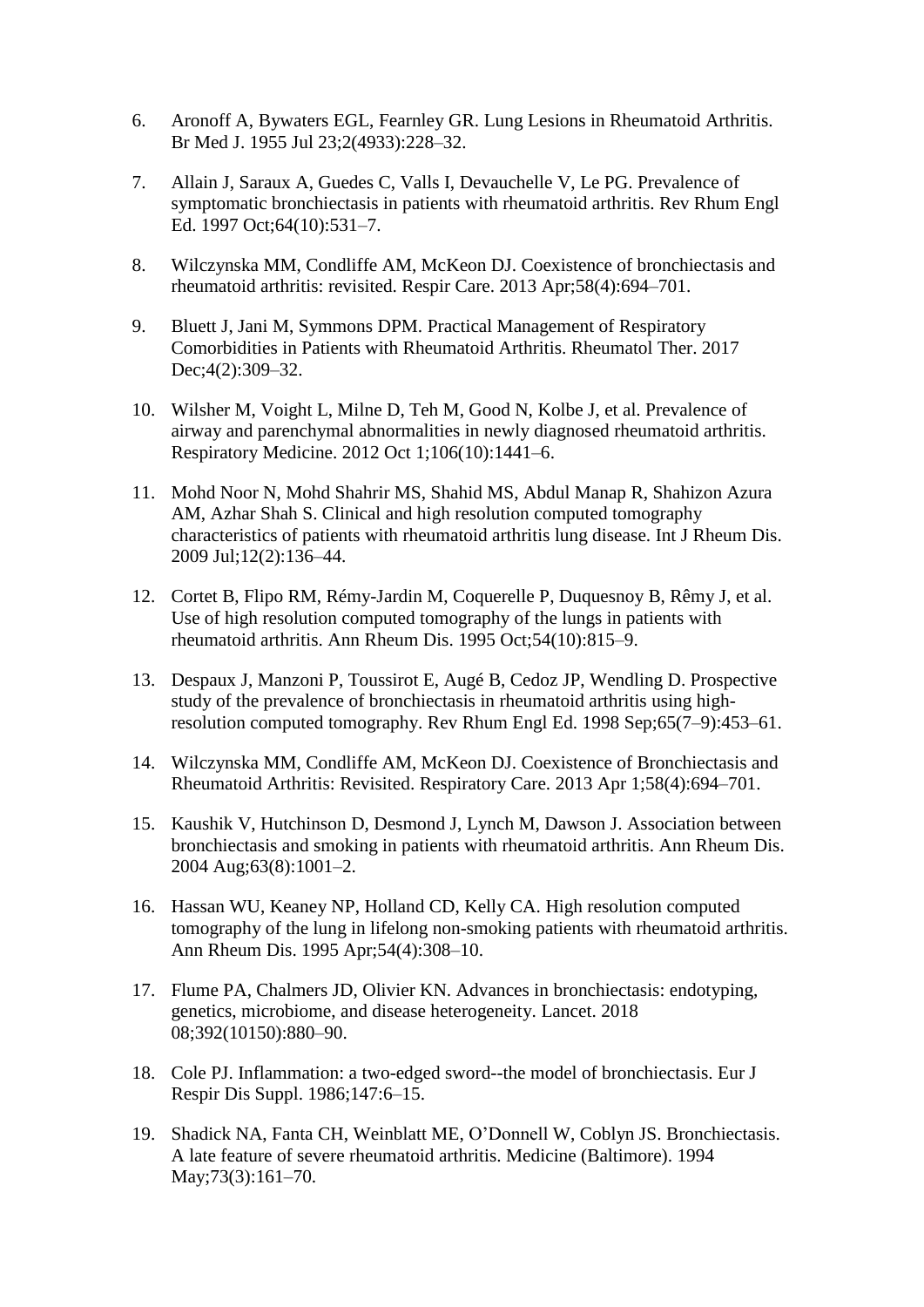6. Aronoff A, Bywaters EGL, Fearnley GR. Lung Lesions in Rheumatoid Arthritis. Br Med J. 1955 Jul 23;2(4933):228–32.

7. Allain J, Saraux A, Guedes C, Valls I, Devauchelle V, Le PG. Prevalence of symptomatic bronchiectasis in patients with rheumatoid arthritis. Rev Rhum Engl Ed. 1997 Oct;64(10):531–7.

8. Wilczynska MM, Condliffe AM, McKeon DJ. Coexistence of bronchiectasis and rheumatoid arthritis: revisited. Respir Care. 2013 Apr;58(4):694–701.

9. Bluett J, Jani M, Symmons DPM. Practical Management of Respiratory Comorbidities in Patients with Rheumatoid Arthritis. Rheumatol Ther. 2017 Dec;4(2):309–32.

10. Wilsher M, Voight L, Milne D, Teh M, Good N, Kolbe J, et al. Prevalence of airway and parenchymal abnormalities in newly diagnosed rheumatoid arthritis. Respiratory Medicine. 2012 Oct 1;106(10):1441–6.

11. Mohd Noor N, Mohd Shahrir MS, Shahid MS, Abdul Manap R, Shahizon Azura AM, Azhar Shah S. Clinical and high resolution computed tomography characteristics of patients with rheumatoid arthritis lung disease. Int J Rheum Dis. 2009 Jul;12(2):136–44.

12. Cortet B, Flipo RM, Rémy-Jardin M, Coquerelle P, Duquesnoy B, Rêmy J, et al. Use of high resolution computed tomography of the lungs in patients with rheumatoid arthritis. Ann Rheum Dis. 1995 Oct;54(10):815–9.

13. Despaux J, Manzoni P, Toussirot E, Augé B, Cedoz JP, Wendling D. Prospective study of the prevalence of bronchiectasis in rheumatoid arthritis using high-resolution computed tomography. Rev Rhum Engl Ed. 1998 Sep;65(7–9):453–61.

14. Wilczynska MM, Condliffe AM, McKeon DJ. Coexistence of Bronchiectasis and Rheumatoid Arthritis: Revisited. Respiratory Care. 2013 Apr 1;58(4):694–701.

15. Kaushik V, Hutchinson D, Desmond J, Lynch M, Dawson J. Association between bronchiectasis and smoking in patients with rheumatoid arthritis. Ann Rheum Dis. 2004 Aug;63(8):1001–2.

16. Hassan WU, Keaney NP, Holland CD, Kelly CA. High resolution computed tomography of the lung in lifelong non-smoking patients with rheumatoid arthritis. Ann Rheum Dis. 1995 Apr;54(4):308–10.

17. Flume PA, Chalmers JD, Olivier KN. Advances in bronchiectasis: endotyping, genetics, microbiome, and disease heterogeneity. Lancet. 2018 08;392(10150):880–90.

18. Cole PJ. Inflammation: a two-edged sword--the model of bronchiectasis. Eur J Respir Dis Suppl. 1986;147:6–15.

19. Shadick NA, Fanta CH, Weinblatt ME, O'Donnell W, Coblyn JS. Bronchiectasis. A late feature of severe rheumatoid arthritis. Medicine (Baltimore). 1994 May;73(3):161–70.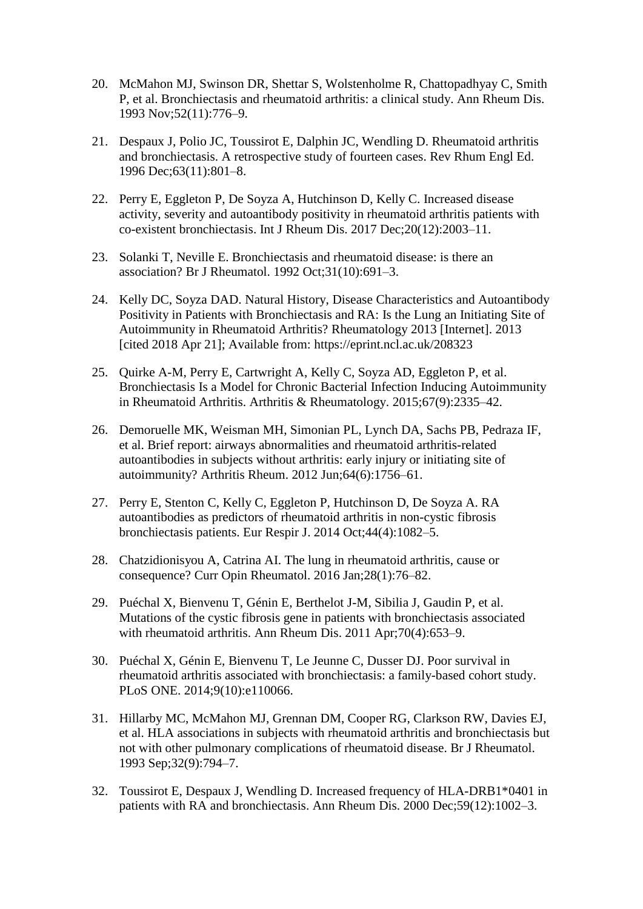20. McMahon MJ, Swinson DR, Shettar S, Wolstenholme R, Chattopadhyay C, Smith P, et al. Bronchiectasis and rheumatoid arthritis: a clinical study. Ann Rheum Dis. 1993 Nov;52(11):776–9.

21. Despaux J, Polio JC, Toussirot E, Dalphin JC, Wendling D. Rheumatoid arthritis and bronchiectasis. A retrospective study of fourteen cases. Rev Rhum Engl Ed. 1996 Dec;63(11):801–8.

22. Perry E, Eggleton P, De Soyza A, Hutchinson D, Kelly C. Increased disease activity, severity and autoantibody positivity in rheumatoid arthritis patients with co-existent bronchiectasis. Int J Rheum Dis. 2017 Dec;20(12):2003–11.

23. Solanki T, Neville E. Bronchiectasis and rheumatoid disease: is there an association? Br J Rheumatol. 1992 Oct;31(10):691–3.

24. Kelly DC, Soyza DAD. Natural History, Disease Characteristics and Autoantibody Positivity in Patients with Bronchiectasis and RA: Is the Lung an Initiating Site of Autoimmunity in Rheumatoid Arthritis? Rheumatology 2013 [Internet]. 2013 [cited 2018 Apr 21]; Available from: https://eprint.ncl.ac.uk/208323

25. Quirke A-M, Perry E, Cartwright A, Kelly C, Soyza AD, Eggleton P, et al. Bronchiectasis Is a Model for Chronic Bacterial Infection Inducing Autoimmunity in Rheumatoid Arthritis. Arthritis & Rheumatology. 2015;67(9):2335–42.

26. Demoruelle MK, Weisman MH, Simonian PL, Lynch DA, Sachs PB, Pedraza IF, et al. Brief report: airways abnormalities and rheumatoid arthritis-related autoantibodies in subjects without arthritis: early injury or initiating site of autoimmunity? Arthritis Rheum. 2012 Jun;64(6):1756–61.

27. Perry E, Stenton C, Kelly C, Eggleton P, Hutchinson D, De Soyza A. RA autoantibodies as predictors of rheumatoid arthritis in non-cystic fibrosis bronchiectasis patients. Eur Respir J. 2014 Oct;44(4):1082–5.

28. Chatzidionisyou A, Catrina AI. The lung in rheumatoid arthritis, cause or consequence? Curr Opin Rheumatol. 2016 Jan;28(1):76–82.

29. Puéchal X, Bienvenu T, Génin E, Berthelot J-M, Sibilia J, Gaudin P, et al. Mutations of the cystic fibrosis gene in patients with bronchiectasis associated with rheumatoid arthritis. Ann Rheum Dis. 2011 Apr;70(4):653–9.

30. Puéchal X, Génin E, Bienvenu T, Le Jeunne C, Dusser DJ. Poor survival in rheumatoid arthritis associated with bronchiectasis: a family-based cohort study. PLoS ONE. 2014;9(10):e110066.

31. Hillarby MC, McMahon MJ, Grennan DM, Cooper RG, Clarkson RW, Davies EJ, et al. HLA associations in subjects with rheumatoid arthritis and bronchiectasis but not with other pulmonary complications of rheumatoid disease. Br J Rheumatol. 1993 Sep;32(9):794–7.

32. Toussirot E, Despaux J, Wendling D. Increased frequency of HLA-DRB1*0401 in patients with RA and bronchiectasis. Ann Rheum Dis. 2000 Dec;59(12):1002–3.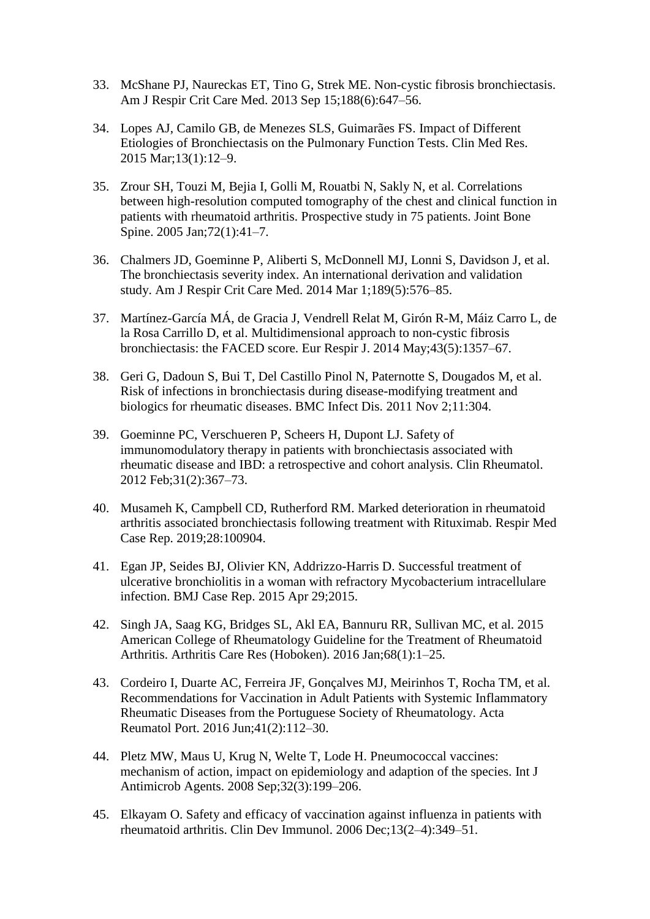33. McShane PJ, Naureckas ET, Tino G, Strek ME. Non-cystic fibrosis bronchiectasis. Am J Respir Crit Care Med. 2013 Sep 15;188(6):647–56.

34. Lopes AJ, Camilo GB, de Menezes SLS, Guimarães FS. Impact of Different Etiologies of Bronchiectasis on the Pulmonary Function Tests. Clin Med Res. 2015 Mar;13(1):12–9.

35. Zrour SH, Touzi M, Bejia I, Golli M, Rouatbi N, Sakly N, et al. Correlations between high-resolution computed tomography of the chest and clinical function in patients with rheumatoid arthritis. Prospective study in 75 patients. Joint Bone Spine. 2005 Jan;72(1):41–7.

36. Chalmers JD, Goeminne P, Aliberti S, McDonnell MJ, Lonni S, Davidson J, et al. The bronchiectasis severity index. An international derivation and validation study. Am J Respir Crit Care Med. 2014 Mar 1;189(5):576–85.

37. Martínez-García MÁ, de Gracia J, Vendrell Relat M, Girón R-M, Máiz Carro L, de la Rosa Carrillo D, et al. Multidimensional approach to non-cystic fibrosis bronchiectasis: the FACED score. Eur Respir J. 2014 May;43(5):1357–67.

38. Geri G, Dadoun S, Bui T, Del Castillo Pinol N, Paternotte S, Dougados M, et al. Risk of infections in bronchiectasis during disease-modifying treatment and biologics for rheumatic diseases. BMC Infect Dis. 2011 Nov 2;11:304.

39. Goeminne PC, Verschueren P, Scheers H, Dupont LJ. Safety of immunomodulatory therapy in patients with bronchiectasis associated with rheumatic disease and IBD: a retrospective and cohort analysis. Clin Rheumatol. 2012 Feb;31(2):367–73.

40. Musameh K, Campbell CD, Rutherford RM. Marked deterioration in rheumatoid arthritis associated bronchiectasis following treatment with Rituximab. Respir Med Case Rep. 2019;28:100904.

41. Egan JP, Seides BJ, Olivier KN, Addrizzo-Harris D. Successful treatment of ulcerative bronchiolitis in a woman with refractory Mycobacterium intracellulare infection. BMJ Case Rep. 2015 Apr 29;2015.

42. Singh JA, Saag KG, Bridges SL, Akl EA, Bannuru RR, Sullivan MC, et al. 2015 American College of Rheumatology Guideline for the Treatment of Rheumatoid Arthritis. Arthritis Care Res (Hoboken). 2016 Jan;68(1):1–25.

43. Cordeiro I, Duarte AC, Ferreira JF, Gonçalves MJ, Meirinhos T, Rocha TM, et al. Recommendations for Vaccination in Adult Patients with Systemic Inflammatory Rheumatic Diseases from the Portuguese Society of Rheumatology. Acta Reumatol Port. 2016 Jun;41(2):112–30.

44. Pletz MW, Maus U, Krug N, Welte T, Lode H. Pneumococcal vaccines: mechanism of action, impact on epidemiology and adaption of the species. Int J Antimicrob Agents. 2008 Sep;32(3):199–206.

45. Elkayam O. Safety and efficacy of vaccination against influenza in patients with rheumatoid arthritis. Clin Dev Immunol. 2006 Dec;13(2–4):349–51.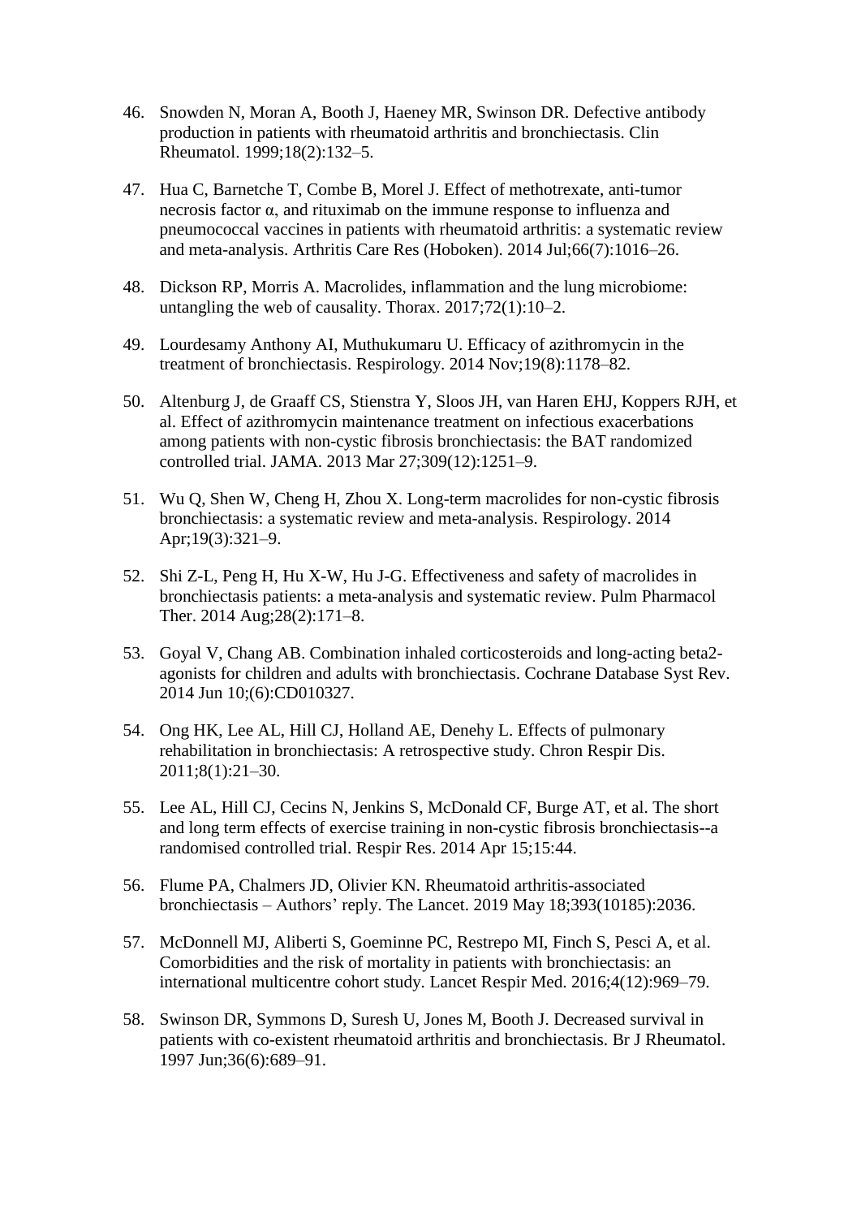46. Snowden N, Moran A, Booth J, Haeney MR, Swinson DR. Defective antibody production in patients with rheumatoid arthritis and bronchiectasis. Clin Rheumatol. 1999;18(2):132–5.

47. Hua C, Barnetche T, Combe B, Morel J. Effect of methotrexate, anti-tumor necrosis factor α, and rituximab on the immune response to influenza and pneumococcal vaccines in patients with rheumatoid arthritis: a systematic review and meta-analysis. Arthritis Care Res (Hoboken). 2014 Jul;66(7):1016–26.

48. Dickson RP, Morris A. Macrolides, inflammation and the lung microbiome: untangling the web of causality. Thorax. 2017;72(1):10–2.

49. Lourdesamy Anthony AI, Muthukumaru U. Efficacy of azithromycin in the treatment of bronchiectasis. Respirology. 2014 Nov;19(8):1178–82.

50. Altenburg J, de Graaff CS, Stienstra Y, Sloos JH, van Haren EHJ, Koppers RJH, et al. Effect of azithromycin maintenance treatment on infectious exacerbations among patients with non-cystic fibrosis bronchiectasis: the BAT randomized controlled trial. JAMA. 2013 Mar 27;309(12):1251–9.

51. Wu Q, Shen W, Cheng H, Zhou X. Long-term macrolides for non-cystic fibrosis bronchiectasis: a systematic review and meta-analysis. Respirology. 2014 Apr;19(3):321–9.

52. Shi Z-L, Peng H, Hu X-W, Hu J-G. Effectiveness and safety of macrolides in bronchiectasis patients: a meta-analysis and systematic review. Pulm Pharmacol Ther. 2014 Aug;28(2):171–8.

53. Goyal V, Chang AB. Combination inhaled corticosteroids and long-acting beta2-agonists for children and adults with bronchiectasis. Cochrane Database Syst Rev. 2014 Jun 10;(6):CD010327.

54. Ong HK, Lee AL, Hill CJ, Holland AE, Denehy L. Effects of pulmonary rehabilitation in bronchiectasis: A retrospective study. Chron Respir Dis. 2011;8(1):21–30.

55. Lee AL, Hill CJ, Cecins N, Jenkins S, McDonald CF, Burge AT, et al. The short and long term effects of exercise training in non-cystic fibrosis bronchiectasis--a randomised controlled trial. Respir Res. 2014 Apr 15;15:44.

56. Flume PA, Chalmers JD, Olivier KN. Rheumatoid arthritis-associated bronchiectasis – Authors' reply. The Lancet. 2019 May 18;393(10185):2036.

57. McDonnell MJ, Aliberti S, Goeminne PC, Restrepo MI, Finch S, Pesci A, et al. Comorbidities and the risk of mortality in patients with bronchiectasis: an international multicentre cohort study. Lancet Respir Med. 2016;4(12):969–79.

58. Swinson DR, Symmons D, Suresh U, Jones M, Booth J. Decreased survival in patients with co-existent rheumatoid arthritis and bronchiectasis. Br J Rheumatol. 1997 Jun;36(6):689–91.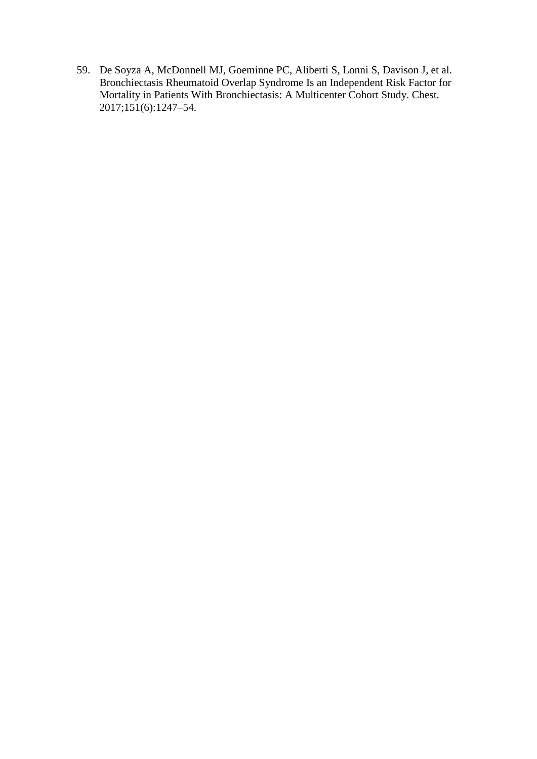59. De Soyza A, McDonnell MJ, Goeminne PC, Aliberti S, Lonni S, Davison J, et al. Bronchiectasis Rheumatoid Overlap Syndrome Is an Independent Risk Factor for Mortality in Patients With Bronchiectasis: A Multicenter Cohort Study. Chest. 2017;151(6):1247–54.